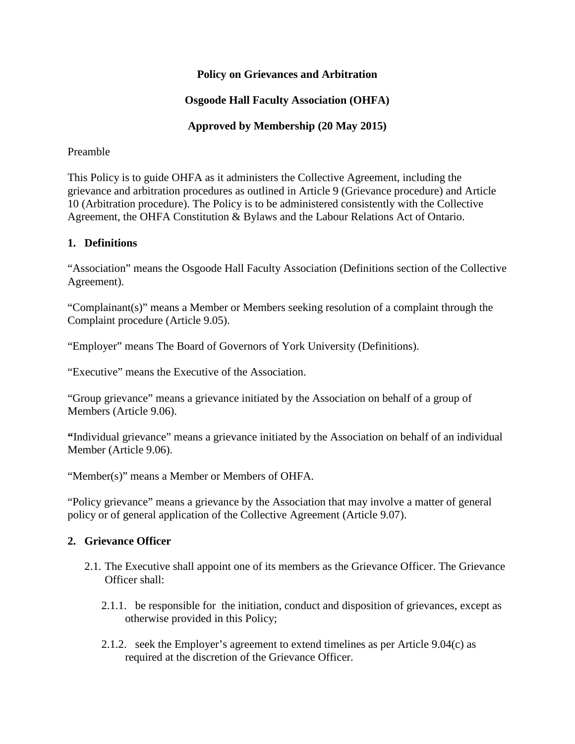**Policy on Grievances and Arbitration**

**Osgoode Hall Faculty Association (OHFA)**

**Approved by Membership (20 May 2015)**

Preamble

This Policy is to guide OHFA as it administers the Collective Agreement, including the grievance and arbitration procedures as outlined in Article 9 (Grievance procedure) and Article 10 (Arbitration procedure). The Policy is to be administered consistently with the Collective Agreement, the OHFA Constitution & Bylaws and the Labour Relations Act of Ontario.

## 1. Definitions

"Association" means the Osgoode Hall Faculty Association (Definitions section of the Collective Agreement).

"Complainant(s)" means a Member or Members seeking resolution of a complaint through the Complaint procedure (Article 9.05).

"Employer" means The Board of Governors of York University (Definitions).

"Executive" means the Executive of the Association.

"Group grievance" means a grievance initiated by the Association on behalf of a group of Members (Article 9.06).

"Individual grievance" means a grievance initiated by the Association on behalf of an individual Member (Article 9.06).

"Member(s)" means a Member or Members of OHFA.

"Policy grievance" means a grievance by the Association that may involve a matter of general policy or of general application of the Collective Agreement (Article 9.07).

## 2. Grievance Officer

2.1. The Executive shall appoint one of its members as the Grievance Officer. The Grievance Officer shall:

2.1.1. be responsible for the initiation, conduct and disposition of grievances, except as otherwise provided in this Policy;

2.1.2. seek the Employer's agreement to extend timelines as per Article 9.04(c) as required at the discretion of the Grievance Officer.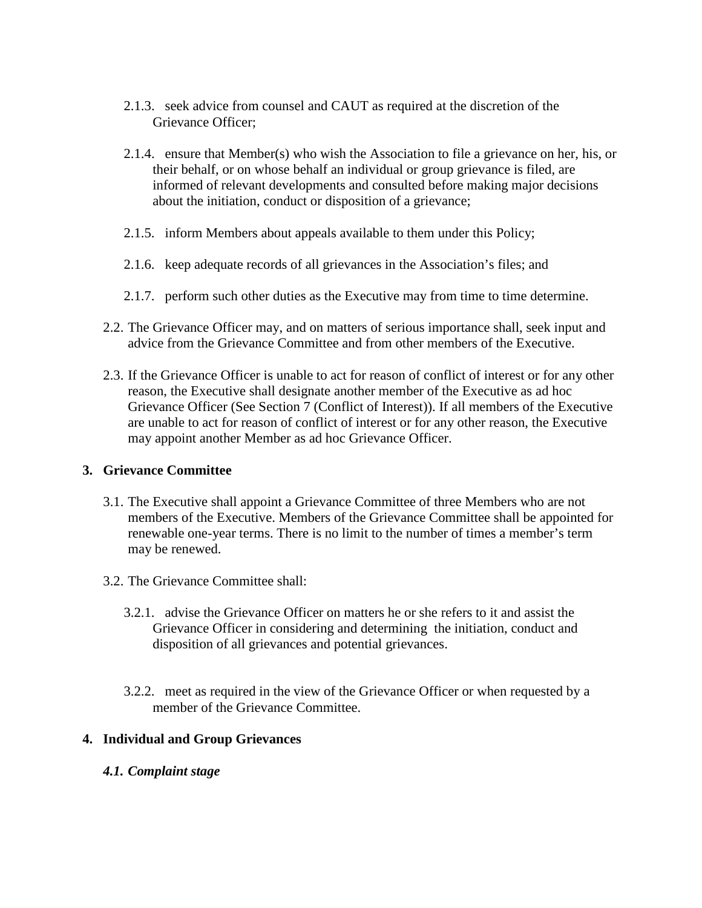2.1.3. seek advice from counsel and CAUT as required at the discretion of the Grievance Officer;

2.1.4. ensure that Member(s) who wish the Association to file a grievance on her, his, or their behalf, or on whose behalf an individual or group grievance is filed, are informed of relevant developments and consulted before making major decisions about the initiation, conduct or disposition of a grievance;

2.1.5. inform Members about appeals available to them under this Policy;

2.1.6. keep adequate records of all grievances in the Association's files; and

2.1.7. perform such other duties as the Executive may from time to time determine.

2.2. The Grievance Officer may, and on matters of serious importance shall, seek input and advice from the Grievance Committee and from other members of the Executive.

2.3. If the Grievance Officer is unable to act for reason of conflict of interest or for any other reason, the Executive shall designate another member of the Executive as ad hoc Grievance Officer (See Section 7 (Conflict of Interest)). If all members of the Executive are unable to act for reason of conflict of interest or for any other reason, the Executive may appoint another Member as ad hoc Grievance Officer.

## 3. Grievance Committee

3.1. The Executive shall appoint a Grievance Committee of three Members who are not members of the Executive. Members of the Grievance Committee shall be appointed for renewable one-year terms. There is no limit to the number of times a member's term may be renewed.

3.2. The Grievance Committee shall:

3.2.1. advise the Grievance Officer on matters he or she refers to it and assist the Grievance Officer in considering and determining the initiation, conduct and disposition of all grievances and potential grievances.

3.2.2. meet as required in the view of the Grievance Officer or when requested by a member of the Grievance Committee.

## 4. Individual and Group Grievances

### *4.1. Complaint stage*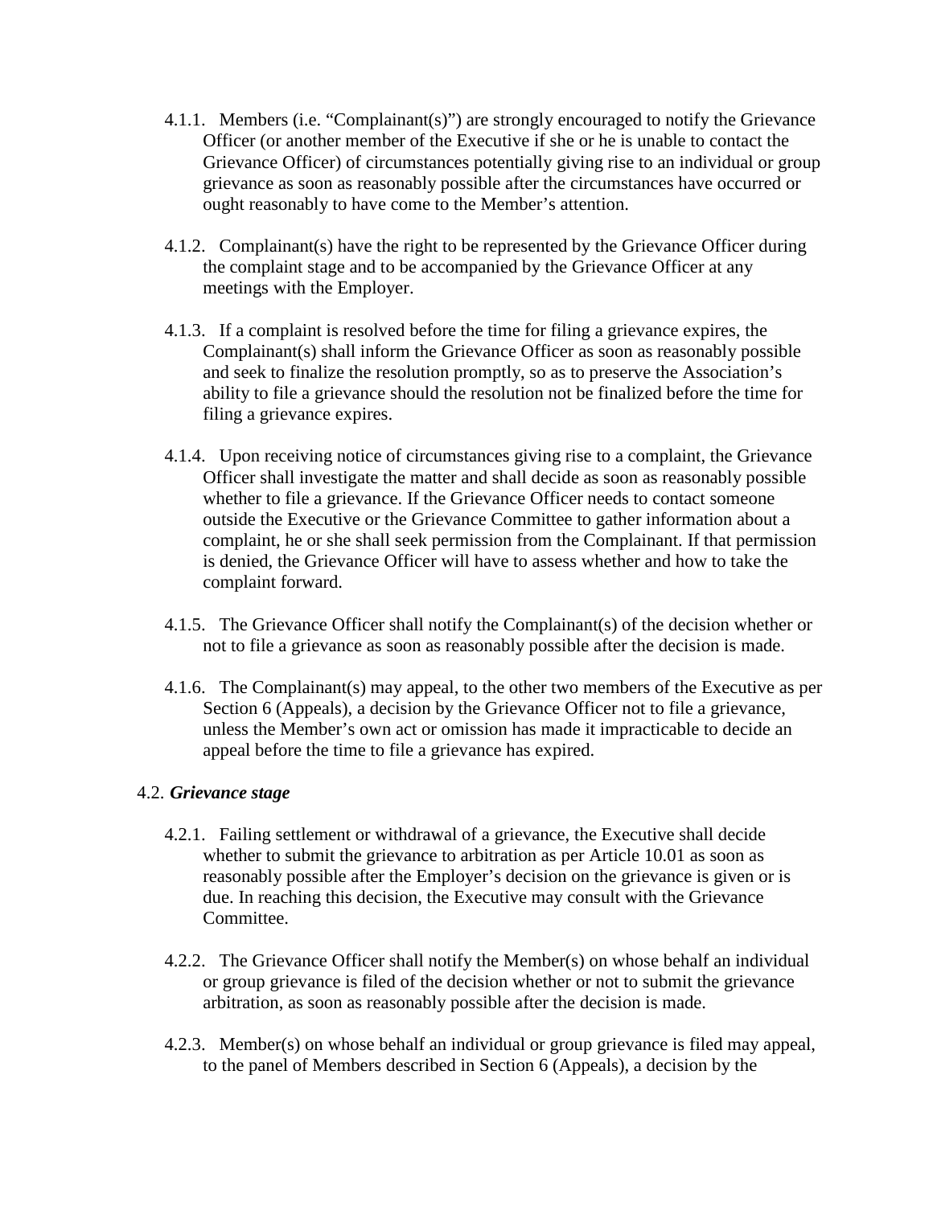4.1.1. Members (i.e. "Complainant(s)") are strongly encouraged to notify the Grievance Officer (or another member of the Executive if she or he is unable to contact the Grievance Officer) of circumstances potentially giving rise to an individual or group grievance as soon as reasonably possible after the circumstances have occurred or ought reasonably to have come to the Member's attention.

4.1.2. Complainant(s) have the right to be represented by the Grievance Officer during the complaint stage and to be accompanied by the Grievance Officer at any meetings with the Employer.

4.1.3. If a complaint is resolved before the time for filing a grievance expires, the Complainant(s) shall inform the Grievance Officer as soon as reasonably possible and seek to finalize the resolution promptly, so as to preserve the Association's ability to file a grievance should the resolution not be finalized before the time for filing a grievance expires.

4.1.4. Upon receiving notice of circumstances giving rise to a complaint, the Grievance Officer shall investigate the matter and shall decide as soon as reasonably possible whether to file a grievance. If the Grievance Officer needs to contact someone outside the Executive or the Grievance Committee to gather information about a complaint, he or she shall seek permission from the Complainant. If that permission is denied, the Grievance Officer will have to assess whether and how to take the complaint forward.

4.1.5. The Grievance Officer shall notify the Complainant(s) of the decision whether or not to file a grievance as soon as reasonably possible after the decision is made.

4.1.6. The Complainant(s) may appeal, to the other two members of the Executive as per Section 6 (Appeals), a decision by the Grievance Officer not to file a grievance, unless the Member's own act or omission has made it impracticable to decide an appeal before the time to file a grievance has expired.

4.2. ***Grievance stage***

4.2.1. Failing settlement or withdrawal of a grievance, the Executive shall decide whether to submit the grievance to arbitration as per Article 10.01 as soon as reasonably possible after the Employer's decision on the grievance is given or is due. In reaching this decision, the Executive may consult with the Grievance Committee.

4.2.2. The Grievance Officer shall notify the Member(s) on whose behalf an individual or group grievance is filed of the decision whether or not to submit the grievance arbitration, as soon as reasonably possible after the decision is made.

4.2.3. Member(s) on whose behalf an individual or group grievance is filed may appeal, to the panel of Members described in Section 6 (Appeals), a decision by the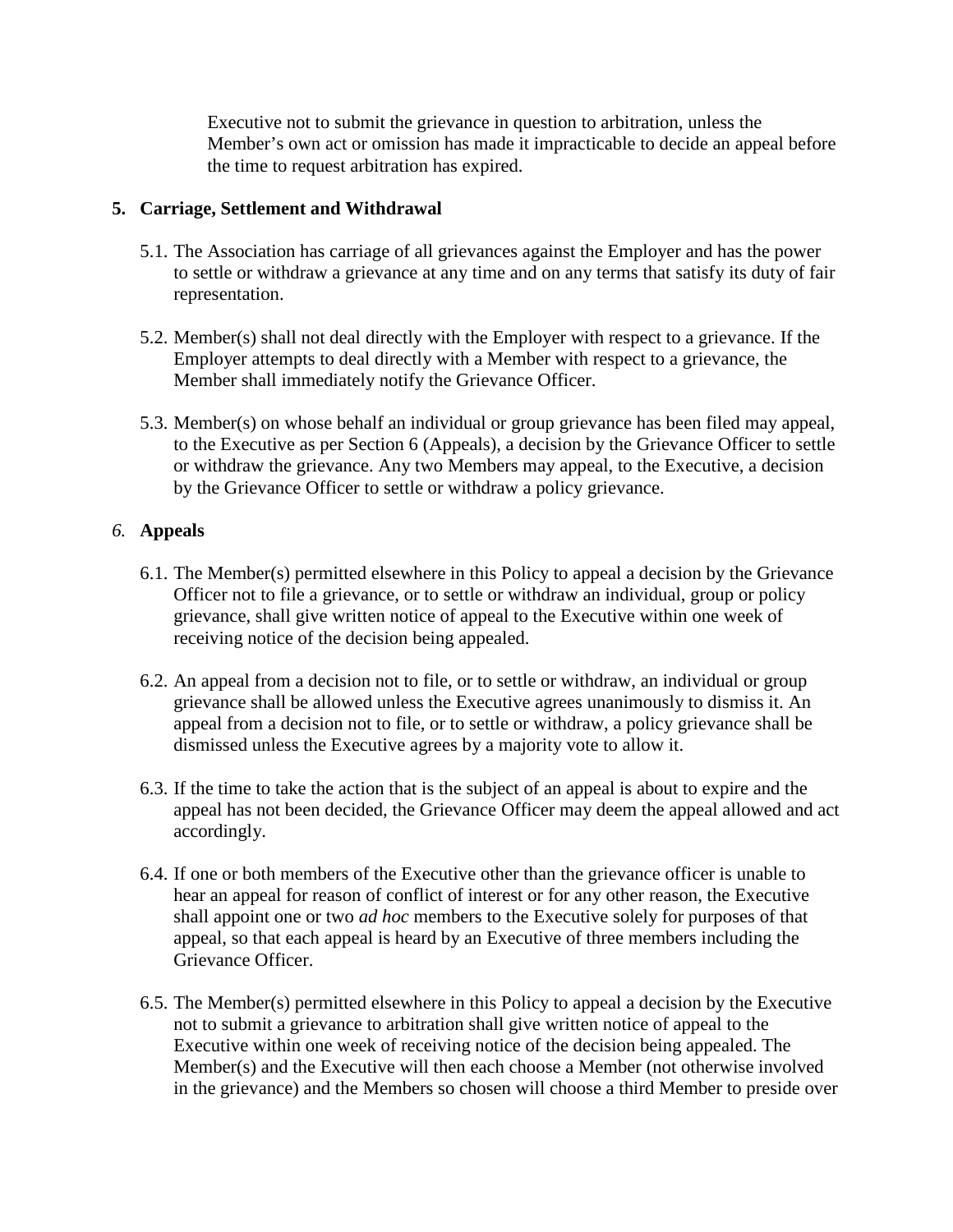Executive not to submit the grievance in question to arbitration, unless the Member's own act or omission has made it impracticable to decide an appeal before the time to request arbitration has expired.

## 5. Carriage, Settlement and Withdrawal

5.1. The Association has carriage of all grievances against the Employer and has the power to settle or withdraw a grievance at any time and on any terms that satisfy its duty of fair representation.

5.2. Member(s) shall not deal directly with the Employer with respect to a grievance. If the Employer attempts to deal directly with a Member with respect to a grievance, the Member shall immediately notify the Grievance Officer.

5.3. Member(s) on whose behalf an individual or group grievance has been filed may appeal, to the Executive as per Section 6 (Appeals), a decision by the Grievance Officer to settle or withdraw the grievance. Any two Members may appeal, to the Executive, a decision by the Grievance Officer to settle or withdraw a policy grievance.

## *6.* Appeals

6.1. The Member(s) permitted elsewhere in this Policy to appeal a decision by the Grievance Officer not to file a grievance, or to settle or withdraw an individual, group or policy grievance, shall give written notice of appeal to the Executive within one week of receiving notice of the decision being appealed.

6.2. An appeal from a decision not to file, or to settle or withdraw, an individual or group grievance shall be allowed unless the Executive agrees unanimously to dismiss it. An appeal from a decision not to file, or to settle or withdraw, a policy grievance shall be dismissed unless the Executive agrees by a majority vote to allow it.

6.3. If the time to take the action that is the subject of an appeal is about to expire and the appeal has not been decided, the Grievance Officer may deem the appeal allowed and act accordingly.

6.4. If one or both members of the Executive other than the grievance officer is unable to hear an appeal for reason of conflict of interest or for any other reason, the Executive shall appoint one or two *ad hoc* members to the Executive solely for purposes of that appeal, so that each appeal is heard by an Executive of three members including the Grievance Officer.

6.5. The Member(s) permitted elsewhere in this Policy to appeal a decision by the Executive not to submit a grievance to arbitration shall give written notice of appeal to the Executive within one week of receiving notice of the decision being appealed. The Member(s) and the Executive will then each choose a Member (not otherwise involved in the grievance) and the Members so chosen will choose a third Member to preside over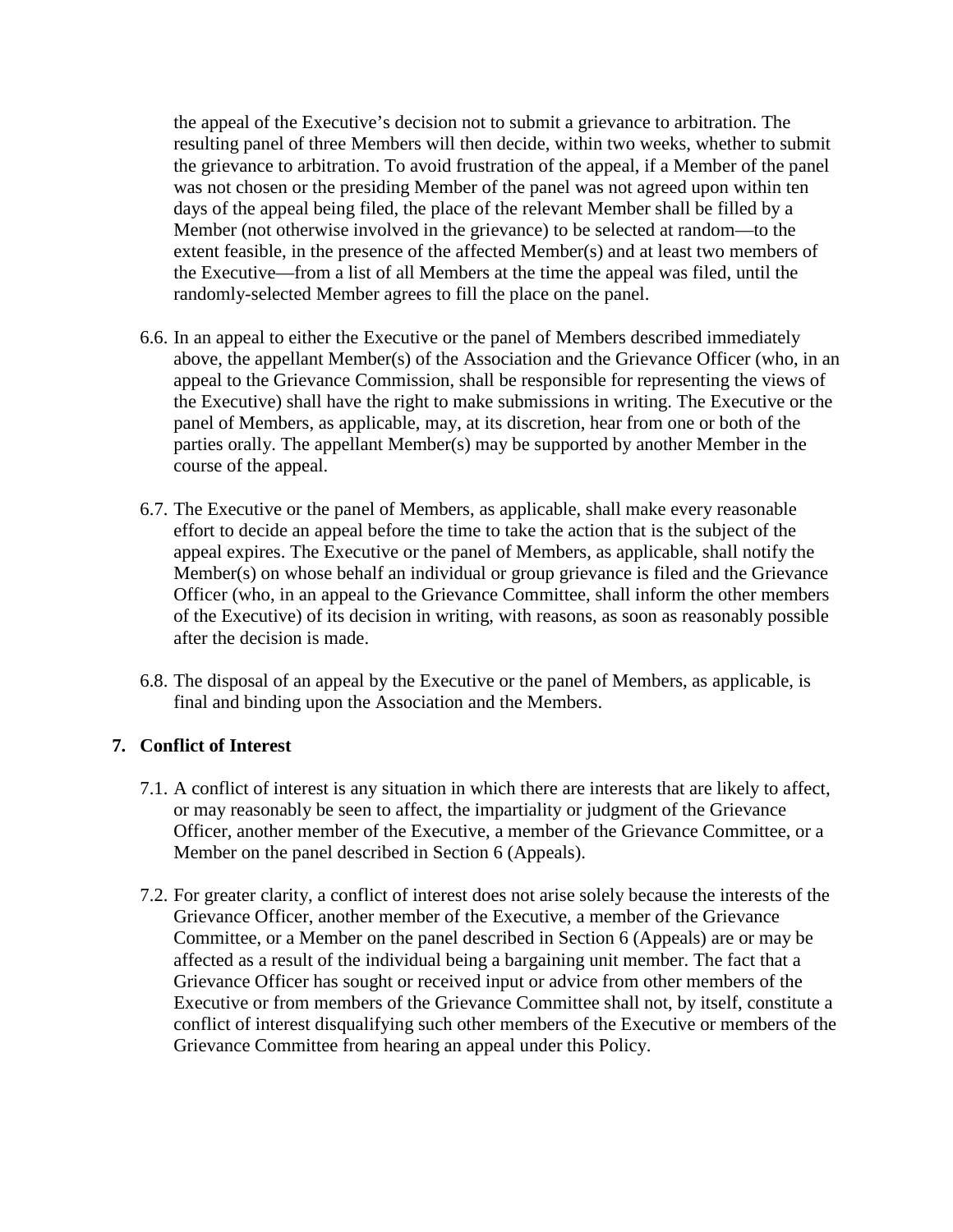the appeal of the Executive's decision not to submit a grievance to arbitration. The resulting panel of three Members will then decide, within two weeks, whether to submit the grievance to arbitration. To avoid frustration of the appeal, if a Member of the panel was not chosen or the presiding Member of the panel was not agreed upon within ten days of the appeal being filed, the place of the relevant Member shall be filled by a Member (not otherwise involved in the grievance) to be selected at random—to the extent feasible, in the presence of the affected Member(s) and at least two members of the Executive—from a list of all Members at the time the appeal was filed, until the randomly-selected Member agrees to fill the place on the panel.

6.6. In an appeal to either the Executive or the panel of Members described immediately above, the appellant Member(s) of the Association and the Grievance Officer (who, in an appeal to the Grievance Commission, shall be responsible for representing the views of the Executive) shall have the right to make submissions in writing. The Executive or the panel of Members, as applicable, may, at its discretion, hear from one or both of the parties orally. The appellant Member(s) may be supported by another Member in the course of the appeal.

6.7. The Executive or the panel of Members, as applicable, shall make every reasonable effort to decide an appeal before the time to take the action that is the subject of the appeal expires. The Executive or the panel of Members, as applicable, shall notify the Member(s) on whose behalf an individual or group grievance is filed and the Grievance Officer (who, in an appeal to the Grievance Committee, shall inform the other members of the Executive) of its decision in writing, with reasons, as soon as reasonably possible after the decision is made.

6.8. The disposal of an appeal by the Executive or the panel of Members, as applicable, is final and binding upon the Association and the Members.

## 7. Conflict of Interest

7.1. A conflict of interest is any situation in which there are interests that are likely to affect, or may reasonably be seen to affect, the impartiality or judgment of the Grievance Officer, another member of the Executive, a member of the Grievance Committee, or a Member on the panel described in Section 6 (Appeals).

7.2. For greater clarity, a conflict of interest does not arise solely because the interests of the Grievance Officer, another member of the Executive, a member of the Grievance Committee, or a Member on the panel described in Section 6 (Appeals) are or may be affected as a result of the individual being a bargaining unit member. The fact that a Grievance Officer has sought or received input or advice from other members of the Executive or from members of the Grievance Committee shall not, by itself, constitute a conflict of interest disqualifying such other members of the Executive or members of the Grievance Committee from hearing an appeal under this Policy.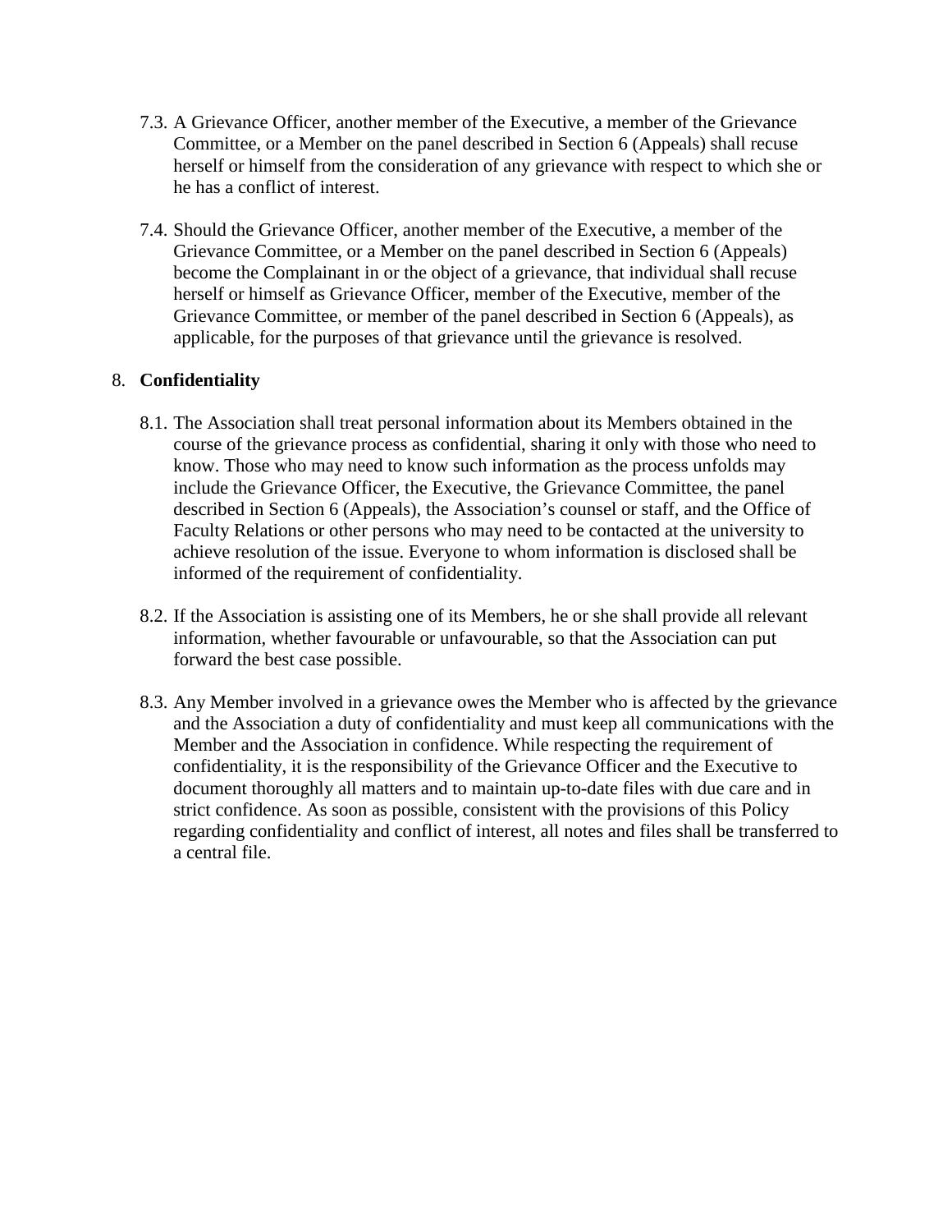7.3. A Grievance Officer, another member of the Executive, a member of the Grievance Committee, or a Member on the panel described in Section 6 (Appeals) shall recuse herself or himself from the consideration of any grievance with respect to which she or he has a conflict of interest.

7.4. Should the Grievance Officer, another member of the Executive, a member of the Grievance Committee, or a Member on the panel described in Section 6 (Appeals) become the Complainant in or the object of a grievance, that individual shall recuse herself or himself as Grievance Officer, member of the Executive, member of the Grievance Committee, or member of the panel described in Section 6 (Appeals), as applicable, for the purposes of that grievance until the grievance is resolved.

8. **Confidentiality**

8.1. The Association shall treat personal information about its Members obtained in the course of the grievance process as confidential, sharing it only with those who need to know. Those who may need to know such information as the process unfolds may include the Grievance Officer, the Executive, the Grievance Committee, the panel described in Section 6 (Appeals), the Association's counsel or staff, and the Office of Faculty Relations or other persons who may need to be contacted at the university to achieve resolution of the issue. Everyone to whom information is disclosed shall be informed of the requirement of confidentiality.

8.2. If the Association is assisting one of its Members, he or she shall provide all relevant information, whether favourable or unfavourable, so that the Association can put forward the best case possible.

8.3. Any Member involved in a grievance owes the Member who is affected by the grievance and the Association a duty of confidentiality and must keep all communications with the Member and the Association in confidence. While respecting the requirement of confidentiality, it is the responsibility of the Grievance Officer and the Executive to document thoroughly all matters and to maintain up-to-date files with due care and in strict confidence. As soon as possible, consistent with the provisions of this Policy regarding confidentiality and conflict of interest, all notes and files shall be transferred to a central file.